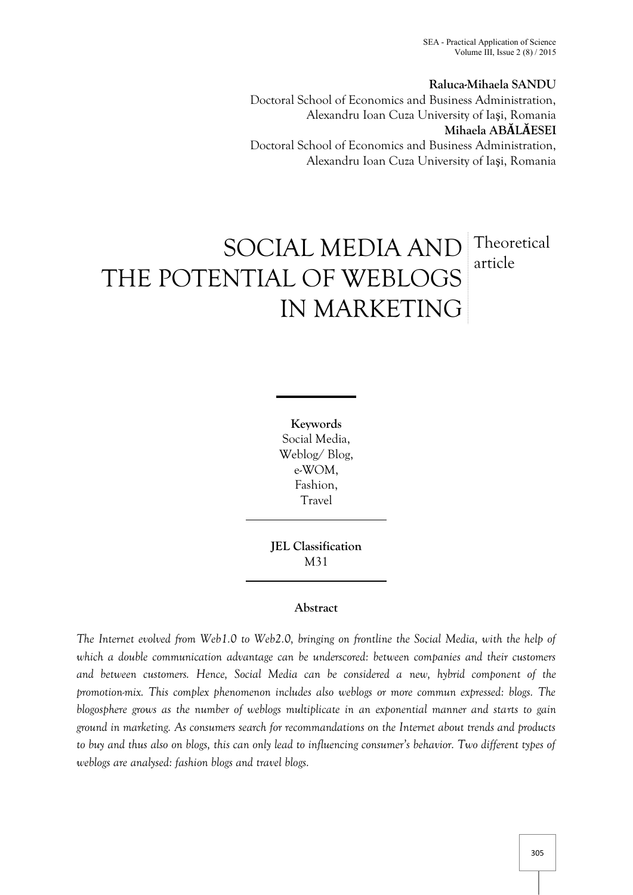**Raluca-Mihaela SANDU**
Doctoral School of Economics and Business Administration,
Alexandru Ioan Cuza University of Iaşi, Romania
**Mihaela ABĂLĂESEI**
Doctoral School of Economics and Business Administration,
Alexandru Ioan Cuza University of Iaşi, Romania

# SOCIAL MEDIA AND THE POTENTIAL OF WEBLOGS IN MARKETING

Theoretical article

**Keywords**
Social Media,
Weblog/ Blog,
e-WOM,
Fashion,
Travel

**JEL Classification**
M31

**Abstract**

*The Internet evolved from Web1.0 to Web2.0, bringing on frontline the Social Media, with the help of which a double communication advantage can be underscored: between companies and their customers and between customers. Hence, Social Media can be considered a new, hybrid component of the promotion-mix. This complex phenomenon includes also weblogs or more commun expressed: blogs. The blogosphere grows as the number of weblogs multiplicate in an exponential manner and starts to gain ground in marketing. As consumers search for recommandations on the Internet about trends and products to buy and thus also on blogs, this can only lead to influencing consumer's behavior. Two different types of weblogs are analysed: fashion blogs and travel blogs.*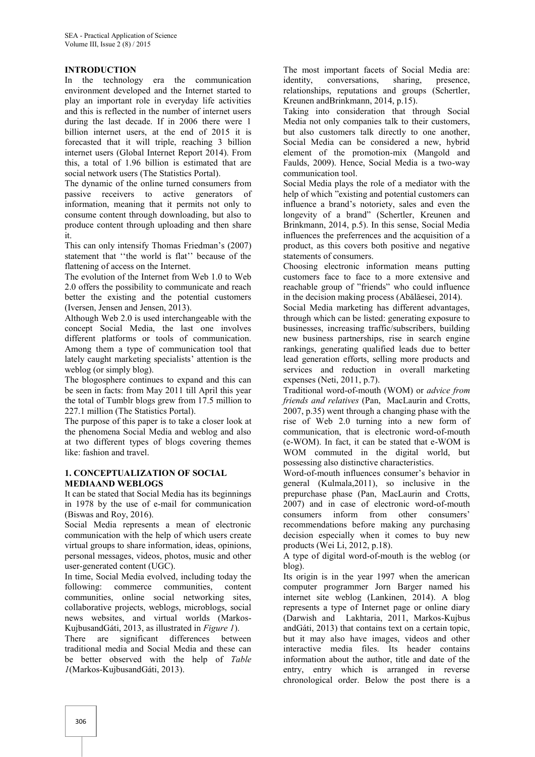## INTRODUCTION

In the technology era the communication environment developed and the Internet started to play an important role in everyday life activities and this is reflected in the number of internet users during the last decade. If in 2006 there were 1 billion internet users, at the end of 2015 it is forecasted that it will triple, reaching 3 billion internet users (Global Internet Report 2014). From this, a total of 1.96 billion is estimated that are social network users (The Statistics Portal).

The dynamic of the online turned consumers from passive receivers to active generators of information, meaning that it permits not only to consume content through downloading, but also to produce content through uploading and then share it.

This can only intensify Thomas Friedman's (2007) statement that ''the world is flat'' because of the flattening of access on the Internet.

The evolution of the Internet from Web 1.0 to Web 2.0 offers the possibility to communicate and reach better the existing and the potential customers (Iversen, Jensen and Jensen, 2013).

Although Web 2.0 is used interchangeable with the concept Social Media, the last one involves different platforms or tools of communication. Among them a type of communication tool that lately caught marketing specialists' attention is the weblog (or simply blog).

The blogosphere continues to expand and this can be seen in facts: from May 2011 till April this year the total of Tumblr blogs grew from 17.5 million to 227.1 million (The Statistics Portal).

The purpose of this paper is to take a closer look at the phenomena Social Media and weblog and also at two different types of blogs covering themes like: fashion and travel.

## 1. CONCEPTUALIZATION OF SOCIAL MEDIAAND WEBLOGS

It can be stated that Social Media has its beginnings in 1978 by the use of e-mail for communication (Biswas and Roy, 2016).

Social Media represents a mean of electronic communication with the help of which users create virtual groups to share information, ideas, opinions, personal messages, videos, photos, music and other user-generated content (UGC).

In time, Social Media evolved, including today the following: commerce communities, content communities, online social networking sites, collaborative projects, weblogs, microblogs, social news websites, and virtual worlds (Markos-KujbusandGáti, 2013, as illustrated in *Figure 1*).

There are significant differences between traditional media and Social Media and these can be better observed with the help of *Table 1*(Markos-KujbusandGáti, 2013).

The most important facets of Social Media are: identity, conversations, sharing, presence, relationships, reputations and groups (Schertler, Kreunen andBrinkmann, 2014, p.15).

Taking into consideration that through Social Media not only companies talk to their customers, but also customers talk directly to one another, Social Media can be considered a new, hybrid element of the promotion-mix (Mangold and Faulds, 2009). Hence, Social Media is a two-way communication tool.

Social Media plays the role of a mediator with the help of which "existing and potential customers can influence a brand's notoriety, sales and even the longevity of a brand" (Schertler, Kreunen and Brinkmann, 2014, p.5). In this sense, Social Media influences the preferrences and the acquisition of a product, as this covers both positive and negative statements of consumers.

Choosing electronic information means putting customers face to face to a more extensive and reachable group of "friends" who could influence in the decision making process (Abălăesei, 2014).

Social Media marketing has different advantages, through which can be listed: generating exposure to businesses, increasing traffic/subscribers, building new business partnerships, rise in search engine rankings, generating qualified leads due to better lead generation efforts, selling more products and services and reduction in overall marketing expenses (Neti, 2011, p.7).

Traditional word-of-mouth (WOM) or *advice from friends and relatives* (Pan, MacLaurin and Crotts, 2007, p.35) went through a changing phase with the rise of Web 2.0 turning into a new form of communication, that is electronic word-of-mouth (e-WOM). In fact, it can be stated that e-WOM is WOM commuted in the digital world, but possessing also distinctive characteristics.

Word-of-mouth influences consumer's behavior in general (Kulmala,2011), so inclusive in the prepurchase phase (Pan, MacLaurin and Crotts, 2007) and in case of electronic word-of-mouth consumers inform from other consumers' recommendations before making any purchasing decision especially when it comes to buy new products (Wei Li, 2012, p.18).

A type of digital word-of-mouth is the weblog (or blog).

Its origin is in the year 1997 when the american computer programmer Jorn Barger named his internet site weblog (Lankinen, 2014). A blog represents a type of Internet page or online diary (Darwish and Lakhtaria, 2011, Markos-Kujbus andGáti, 2013) that contains text on a certain topic, but it may also have images, videos and other interactive media files. Its header contains information about the author, title and date of the entry, entry which is arranged in reverse chronological order. Below the post there is a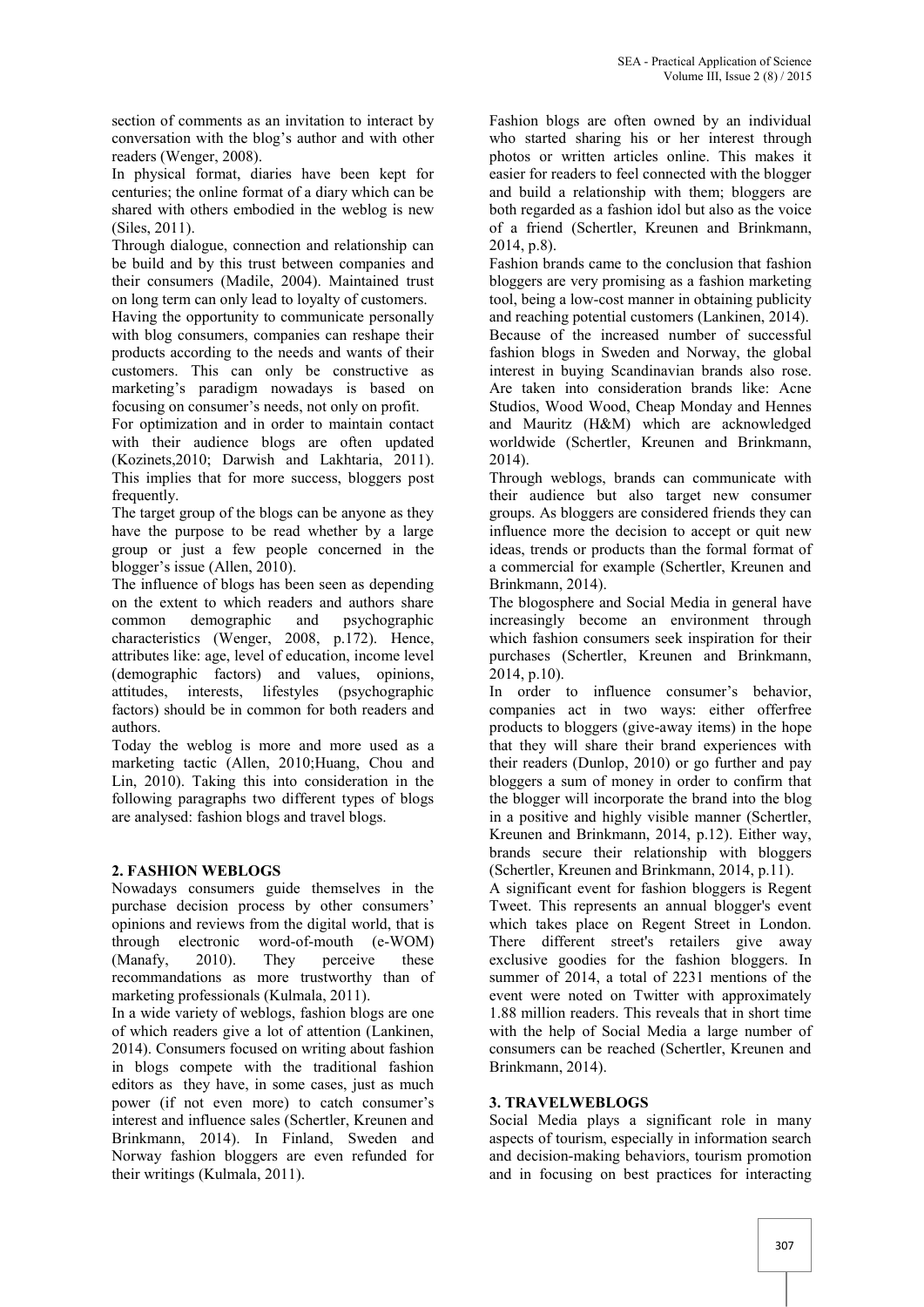section of comments as an invitation to interact by conversation with the blog's author and with other readers (Wenger, 2008).

In physical format, diaries have been kept for centuries; the online format of a diary which can be shared with others embodied in the weblog is new (Siles, 2011).

Through dialogue, connection and relationship can be build and by this trust between companies and their consumers (Madile, 2004). Maintained trust on long term can only lead to loyalty of customers.

Having the opportunity to communicate personally with blog consumers, companies can reshape their products according to the needs and wants of their customers. This can only be constructive as marketing's paradigm nowadays is based on focusing on consumer's needs, not only on profit.

For optimization and in order to maintain contact with their audience blogs are often updated (Kozinets,2010; Darwish and Lakhtaria, 2011). This implies that for more success, bloggers post frequently.

The target group of the blogs can be anyone as they have the purpose to be read whether by a large group or just a few people concerned in the blogger's issue (Allen, 2010).

The influence of blogs has been seen as depending on the extent to which readers and authors share common demographic and psychographic characteristics (Wenger, 2008, p.172). Hence, attributes like: age, level of education, income level (demographic factors) and values, opinions, attitudes, interests, lifestyles (psychographic factors) should be in common for both readers and authors.

Today the weblog is more and more used as a marketing tactic (Allen, 2010;Huang, Chou and Lin, 2010). Taking this into consideration in the following paragraphs two different types of blogs are analysed: fashion blogs and travel blogs.

## 2. FASHION WEBLOGS

Nowadays consumers guide themselves in the purchase decision process by other consumers' opinions and reviews from the digital world, that is through electronic word-of-mouth (e-WOM) (Manafy, 2010). They perceive these recommandations as more trustworthy than of marketing professionals (Kulmala, 2011).

In a wide variety of weblogs, fashion blogs are one of which readers give a lot of attention (Lankinen, 2014). Consumers focused on writing about fashion in blogs compete with the traditional fashion editors as they have, in some cases, just as much power (if not even more) to catch consumer's interest and influence sales (Schertler, Kreunen and Brinkmann, 2014). In Finland, Sweden and Norway fashion bloggers are even refunded for their writings (Kulmala, 2011).

Fashion blogs are often owned by an individual who started sharing his or her interest through photos or written articles online. This makes it easier for readers to feel connected with the blogger and build a relationship with them; bloggers are both regarded as a fashion idol but also as the voice of a friend (Schertler, Kreunen and Brinkmann, 2014, p.8).

Fashion brands came to the conclusion that fashion bloggers are very promising as a fashion marketing tool, being a low-cost manner in obtaining publicity and reaching potential customers (Lankinen, 2014).

Because of the increased number of successful fashion blogs in Sweden and Norway, the global interest in buying Scandinavian brands also rose. Are taken into consideration brands like: Acne Studios, Wood Wood, Cheap Monday and Hennes and Mauritz (H&M) which are acknowledged worldwide (Schertler, Kreunen and Brinkmann, 2014).

Through weblogs, brands can communicate with their audience but also target new consumer groups. As bloggers are considered friends they can influence more the decision to accept or quit new ideas, trends or products than the formal format of a commercial for example (Schertler, Kreunen and Brinkmann, 2014).

The blogosphere and Social Media in general have increasingly become an environment through which fashion consumers seek inspiration for their purchases (Schertler, Kreunen and Brinkmann, 2014, p.10).

In order to influence consumer's behavior, companies act in two ways: either offerfree products to bloggers (give-away items) in the hope that they will share their brand experiences with their readers (Dunlop, 2010) or go further and pay bloggers a sum of money in order to confirm that the blogger will incorporate the brand into the blog in a positive and highly visible manner (Schertler, Kreunen and Brinkmann, 2014, p.12). Either way, brands secure their relationship with bloggers (Schertler, Kreunen and Brinkmann, 2014, p.11).

A significant event for fashion bloggers is Regent Tweet. This represents an annual blogger's event which takes place on Regent Street in London. There different street's retailers give away exclusive goodies for the fashion bloggers. In summer of 2014, a total of 2231 mentions of the event were noted on Twitter with approximately 1.88 million readers. This reveals that in short time with the help of Social Media a large number of consumers can be reached (Schertler, Kreunen and Brinkmann, 2014).

## 3. TRAVELWEBLOGS

Social Media plays a significant role in many aspects of tourism, especially in information search and decision-making behaviors, tourism promotion and in focusing on best practices for interacting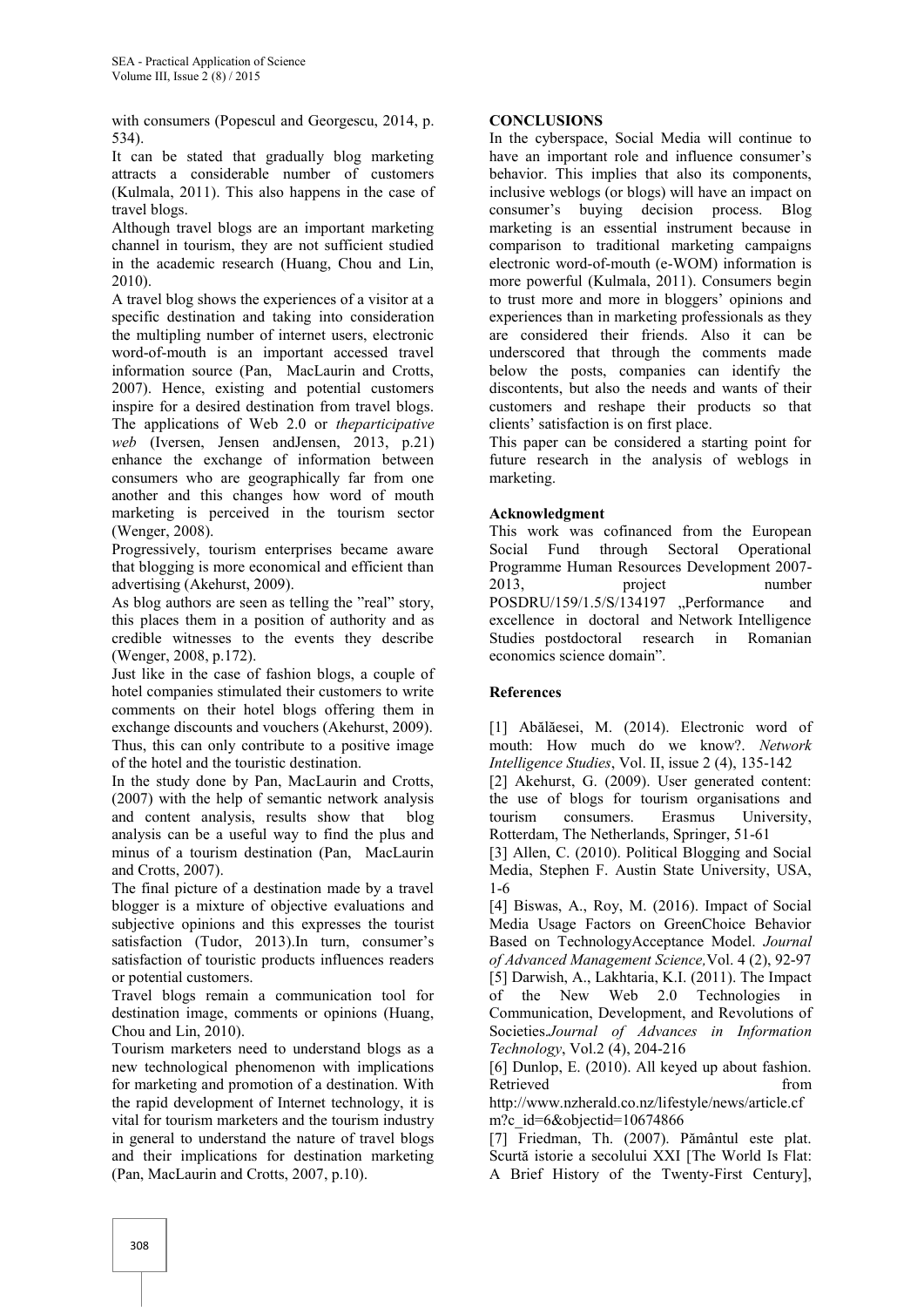with consumers (Popescul and Georgescu, 2014, p. 534).

It can be stated that gradually blog marketing attracts a considerable number of customers (Kulmala, 2011). This also happens in the case of travel blogs.

Although travel blogs are an important marketing channel in tourism, they are not sufficient studied in the academic research (Huang, Chou and Lin, 2010).

A travel blog shows the experiences of a visitor at a specific destination and taking into consideration the multipling number of internet users, electronic word-of-mouth is an important accessed travel information source (Pan, MacLaurin and Crotts, 2007). Hence, existing and potential customers inspire for a desired destination from travel blogs. The applications of Web 2.0 or *theparticipative web* (Iversen, Jensen andJensen, 2013, p.21) enhance the exchange of information between consumers who are geographically far from one another and this changes how word of mouth marketing is perceived in the tourism sector (Wenger, 2008).

Progressively, tourism enterprises became aware that blogging is more economical and efficient than advertising (Akehurst, 2009).

As blog authors are seen as telling the "real" story, this places them in a position of authority and as credible witnesses to the events they describe (Wenger, 2008, p.172).

Just like in the case of fashion blogs, a couple of hotel companies stimulated their customers to write comments on their hotel blogs offering them in exchange discounts and vouchers (Akehurst, 2009). Thus, this can only contribute to a positive image of the hotel and the touristic destination.

In the study done by Pan, MacLaurin and Crotts, (2007) with the help of semantic network analysis and content analysis, results show that blog analysis can be a useful way to find the plus and minus of a tourism destination (Pan, MacLaurin and Crotts, 2007).

The final picture of a destination made by a travel blogger is a mixture of objective evaluations and subjective opinions and this expresses the tourist satisfaction (Tudor, 2013).In turn, consumer's satisfaction of touristic products influences readers or potential customers.

Travel blogs remain a communication tool for destination image, comments or opinions (Huang, Chou and Lin, 2010).

Tourism marketers need to understand blogs as a new technological phenomenon with implications for marketing and promotion of a destination. With the rapid development of Internet technology, it is vital for tourism marketers and the tourism industry in general to understand the nature of travel blogs and their implications for destination marketing (Pan, MacLaurin and Crotts, 2007, p.10).

**CONCLUSIONS**

In the cyberspace, Social Media will continue to have an important role and influence consumer's behavior. This implies that also its components, inclusive weblogs (or blogs) will have an impact on consumer's buying decision process. Blog marketing is an essential instrument because in comparison to traditional marketing campaigns electronic word-of-mouth (e-WOM) information is more powerful (Kulmala, 2011). Consumers begin to trust more and more in bloggers' opinions and experiences than in marketing professionals as they are considered their friends. Also it can be underscored that through the comments made below the posts, companies can identify the discontents, but also the needs and wants of their customers and reshape their products so that clients' satisfaction is on first place.

This paper can be considered a starting point for future research in the analysis of weblogs in marketing.

**Acknowledgment**

This work was cofinanced from the European Social Fund through Sectoral Operational Programme Human Resources Development 2007-2013, project number POSDRU/159/1.5/S/134197 „Performance and excellence in doctoral and Network Intelligence Studies postdoctoral research in Romanian economics science domain".

**References**

[1] Abălăesei, M. (2014). Electronic word of mouth: How much do we know?. *Network Intelligence Studies*, Vol. II, issue 2 (4), 135-142

[2] Akehurst, G. (2009). User generated content: the use of blogs for tourism organisations and tourism consumers. Erasmus University, Rotterdam, The Netherlands, Springer, 51-61

[3] Allen, C. (2010). Political Blogging and Social Media, Stephen F. Austin State University, USA, 1-6

[4] Biswas, A., Roy, M. (2016). Impact of Social Media Usage Factors on GreenChoice Behavior Based on TechnologyAcceptance Model. *Journal of Advanced Management Science,*Vol. 4 (2), 92-97

[5] Darwish, A., Lakhtaria, K.I. (2011). The Impact of the New Web 2.0 Technologies in Communication, Development, and Revolutions of Societies.*Journal of Advances in Information Technology*, Vol.2 (4), 204-216

[6] Dunlop, E. (2010). All keyed up about fashion. Retrieved from http://www.nzherald.co.nz/lifestyle/news/article.cfm?c_id=6&objectid=10674866

[7] Friedman, Th. (2007). Pământul este plat. Scurtă istorie a secolului XXI [The World Is Flat: A Brief History of the Twenty-First Century],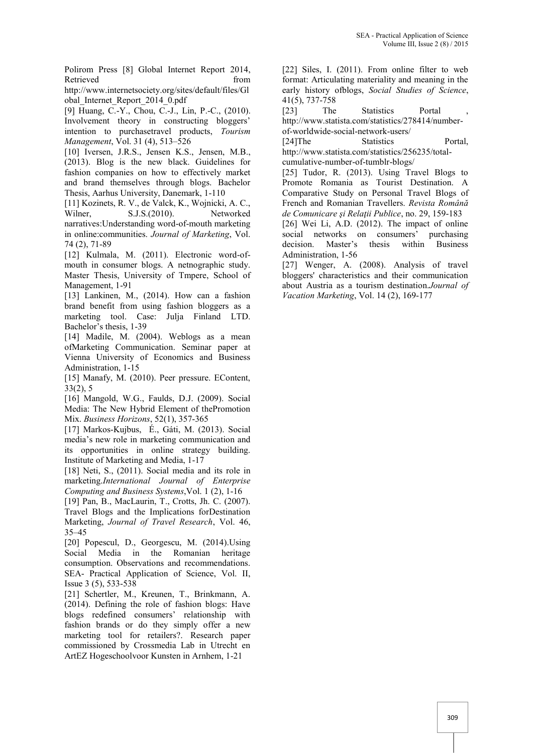Polirom Press [8] Global Internet Report 2014, Retrieved from http://www.internetsociety.org/sites/default/files/Global_Internet_Report_2014_0.pdf

[9] Huang, C.-Y., Chou, C.-J., Lin, P.-C., (2010). Involvement theory in constructing bloggers' intention to purchasetravel products, *Tourism Management*, Vol. 31 (4), 513–526

[10] Iversen, J.R.S., Jensen K.S., Jensen, M.B., (2013). Blog is the new black. Guidelines for fashion companies on how to effectively market and brand themselves through blogs. Bachelor Thesis, Aarhus University, Danemark, 1-110

[11] Kozinets, R. V., de Valck, K., Wojnicki, A. C., Wilner, S.J.S.(2010). Networked narratives:Understanding word-of-mouth marketing in online:communities. *Journal of Marketing*, Vol. 74 (2), 71-89

[12] Kulmala, M. (2011). Electronic word-of-mouth in consumer blogs. A netnographic study. Master Thesis, University of Tmpere, School of Management, 1-91

[13] Lankinen, M., (2014). How can a fashion brand benefit from using fashion bloggers as a marketing tool. Case: Julja Finland LTD. Bachelor's thesis, 1-39

[14] Madile, M. (2004). Weblogs as a mean ofMarketing Communication. Seminar paper at Vienna University of Economics and Business Administration, 1-15

[15] Manafy, M. (2010). Peer pressure. EContent, 33(2), 5

[16] Mangold, W.G., Faulds, D.J. (2009). Social Media: The New Hybrid Element of thePromotion Mix. *Business Horizons*, 52(1), 357-365

[17] Markos-Kujbus, É., Gáti, M. (2013). Social media's new role in marketing communication and its opportunities in online strategy building. Institute of Marketing and Media, 1-17

[18] Neti, S., (2011). Social media and its role in marketing.*International Journal of Enterprise Computing and Business Systems*,Vol. 1 (2), 1-16

[19] Pan, B., MacLaurin, T., Crotts, Jh. C. (2007). Travel Blogs and the Implications forDestination Marketing, *Journal of Travel Research*, Vol. 46, 35–45

[20] Popescul, D., Georgescu, M. (2014).Using Social Media in the Romanian heritage consumption. Observations and recommendations. SEA- Practical Application of Science, Vol. II, Issue 3 (5), 533-538

[21] Schertler, M., Kreunen, T., Brinkmann, A. (2014). Defining the role of fashion blogs: Have blogs redefined consumers' relationship with fashion brands or do they simply offer a new marketing tool for retailers?. Research paper commissioned by Crossmedia Lab in Utrecht en ArtEZ Hogeschoolvoor Kunsten in Arnhem, 1-21

[22] Siles, I. (2011). From online filter to web format: Articulating materiality and meaning in the early history ofblogs, *Social Studies of Science*, 41(5), 737-758

[23] The Statistics Portal , http://www.statista.com/statistics/278414/number-of-worldwide-social-network-users/

[24]The Statistics Portal, http://www.statista.com/statistics/256235/total-cumulative-number-of-tumblr-blogs/

[25] Tudor, R. (2013). Using Travel Blogs to Promote Romania as Tourist Destination. A Comparative Study on Personal Travel Blogs of French and Romanian Travellers. *Revista Română de Comunicare şi Relaţii Publice*, no. 29, 159-183

[26] Wei Li, A.D. (2012). The impact of online social networks on consumers' purchasing decision. Master's thesis within Business Administration, 1-56

[27] Wenger, A. (2008). Analysis of travel bloggers' characteristics and their communication about Austria as a tourism destination.*Journal of Vacation Marketing*, Vol. 14 (2), 169-177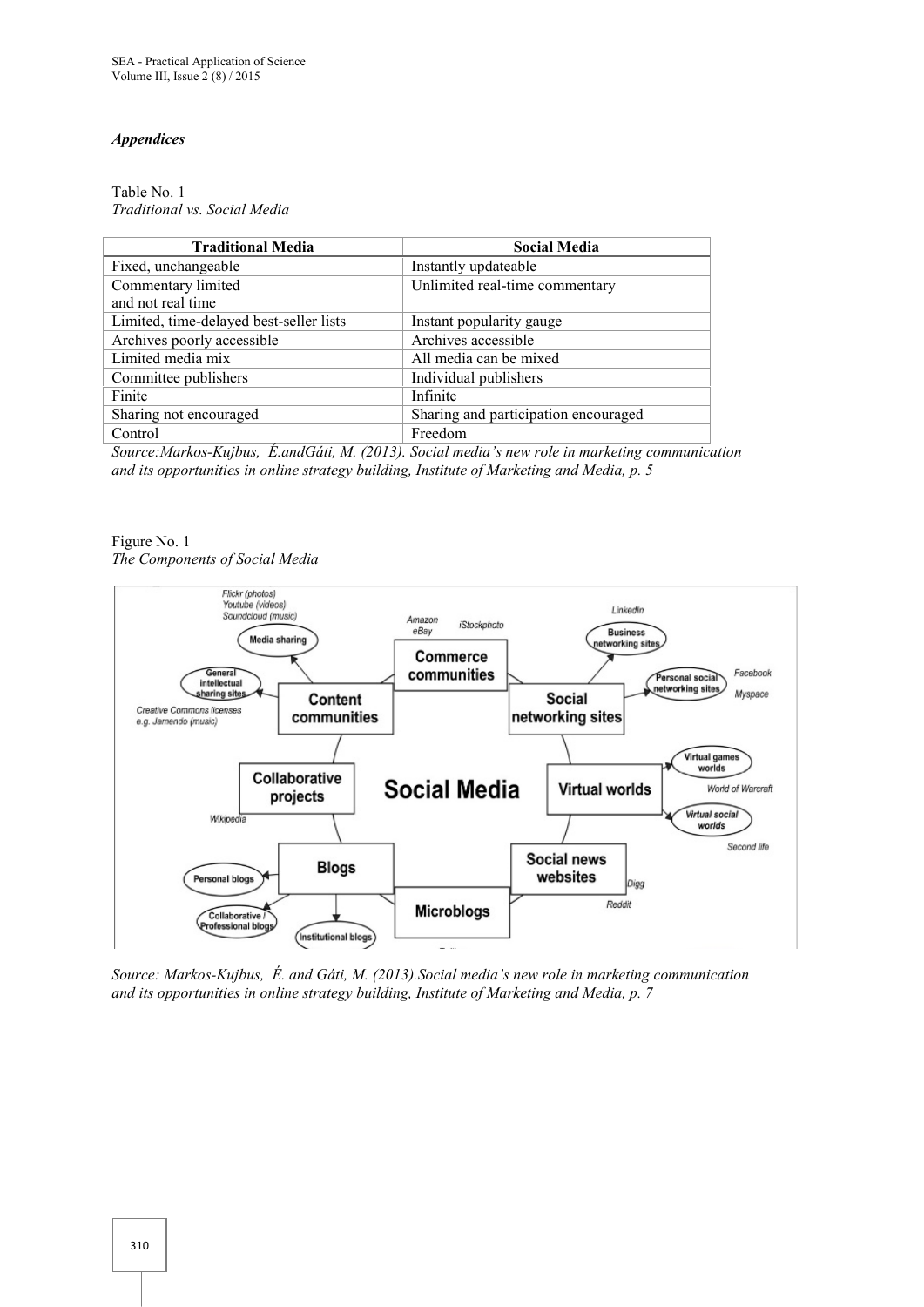*Appendices*

Table No. 1
*Traditional vs. Social Media*

| Traditional Media | Social Media |
|---|---|
| Fixed, unchangeable | Instantly updateable |
| Commentary limited and not real time | Unlimited real-time commentary |
| Limited, time-delayed best-seller lists | Instant popularity gauge |
| Archives poorly accessible | Archives accessible |
| Limited media mix | All media can be mixed |
| Committee publishers | Individual publishers |
| Finite | Infinite |
| Sharing not encouraged | Sharing and participation encouraged |
| Control | Freedom |

*Source:Markos-Kujbus, É.andGáti, M. (2013). Social media's new role in marketing communication and its opportunities in online strategy building, Institute of Marketing and Media, p. 5*

Figure No. 1
*The Components of Social Media*

Social Media
Content communities
Commerce communities
Social networking sites
Collaborative projects
Virtual worlds
Blogs
Microblogs
Social news websites
Media sharing
General intellectual sharing sites
Business networking sites
Personal social networking sites
Virtual games worlds
Virtual social worlds
Personal blogs
Collaborative / Professional blogs
Institutional blogs
Flickr (photos)
Youtube (videos)
Soundcloud (music)
Amazon
eBay
iStockphoto
LinkedIn
Facebook
Myspace
Creative Commons licenses
e.g. Jamendo (music)
Wikipedia
World of Warcraft
Second life
Digg
Reddit

*Source: Markos-Kujbus, É. and Gáti, M. (2013).Social media's new role in marketing communication and its opportunities in online strategy building, Institute of Marketing and Media, p. 7*